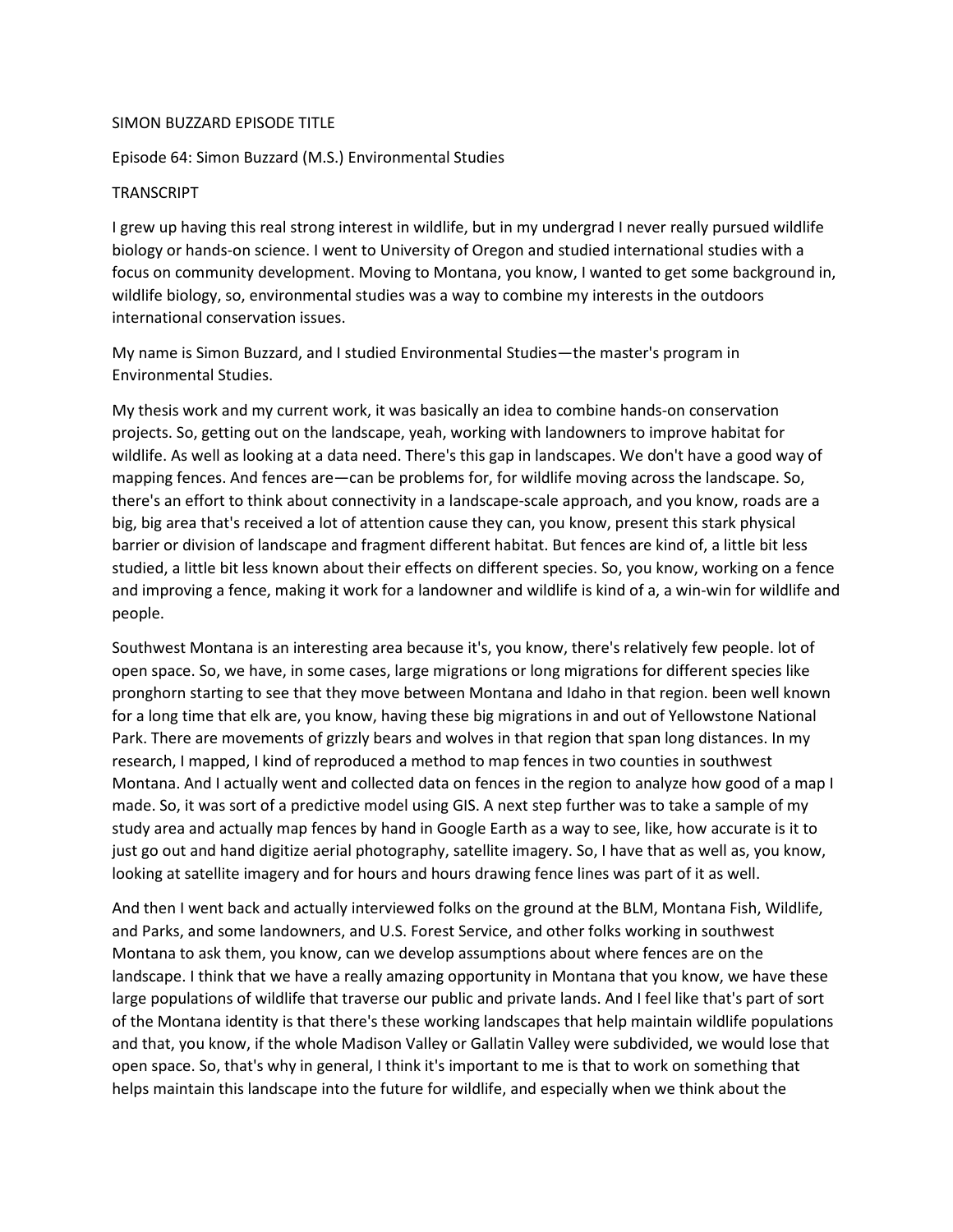SIMON BUZZARD EPISODE TITLE

Episode 64: Simon Buzzard (M.S.) Environmental Studies

TRANSCRIPT

I grew up having this real strong interest in wildlife, but in my undergrad I never really pursued wildlife biology or hands-on science. I went to University of Oregon and studied international studies with a focus on community development. Moving to Montana, you know, I wanted to get some background in, wildlife biology, so, environmental studies was a way to combine my interests in the outdoors international conservation issues.

My name is Simon Buzzard, and I studied Environmental Studies—the master's program in Environmental Studies.

My thesis work and my current work, it was basically an idea to combine hands-on conservation projects. So, getting out on the landscape, yeah, working with landowners to improve habitat for wildlife. As well as looking at a data need. There's this gap in landscapes. We don't have a good way of mapping fences. And fences are—can be problems for, for wildlife moving across the landscape. So, there's an effort to think about connectivity in a landscape-scale approach, and you know, roads are a big, big area that's received a lot of attention cause they can, you know, present this stark physical barrier or division of landscape and fragment different habitat. But fences are kind of, a little bit less studied, a little bit less known about their effects on different species. So, you know, working on a fence and improving a fence, making it work for a landowner and wildlife is kind of a, a win-win for wildlife and people.

Southwest Montana is an interesting area because it's, you know, there's relatively few people. lot of open space. So, we have, in some cases, large migrations or long migrations for different species like pronghorn starting to see that they move between Montana and Idaho in that region. been well known for a long time that elk are, you know, having these big migrations in and out of Yellowstone National Park. There are movements of grizzly bears and wolves in that region that span long distances. In my research, I mapped, I kind of reproduced a method to map fences in two counties in southwest Montana. And I actually went and collected data on fences in the region to analyze how good of a map I made. So, it was sort of a predictive model using GIS. A next step further was to take a sample of my study area and actually map fences by hand in Google Earth as a way to see, like, how accurate is it to just go out and hand digitize aerial photography, satellite imagery. So, I have that as well as, you know, looking at satellite imagery and for hours and hours drawing fence lines was part of it as well.

And then I went back and actually interviewed folks on the ground at the BLM, Montana Fish, Wildlife, and Parks, and some landowners, and U.S. Forest Service, and other folks working in southwest Montana to ask them, you know, can we develop assumptions about where fences are on the landscape. I think that we have a really amazing opportunity in Montana that you know, we have these large populations of wildlife that traverse our public and private lands. And I feel like that's part of sort of the Montana identity is that there's these working landscapes that help maintain wildlife populations and that, you know, if the whole Madison Valley or Gallatin Valley were subdivided, we would lose that open space. So, that's why in general, I think it's important to me is that to work on something that helps maintain this landscape into the future for wildlife, and especially when we think about the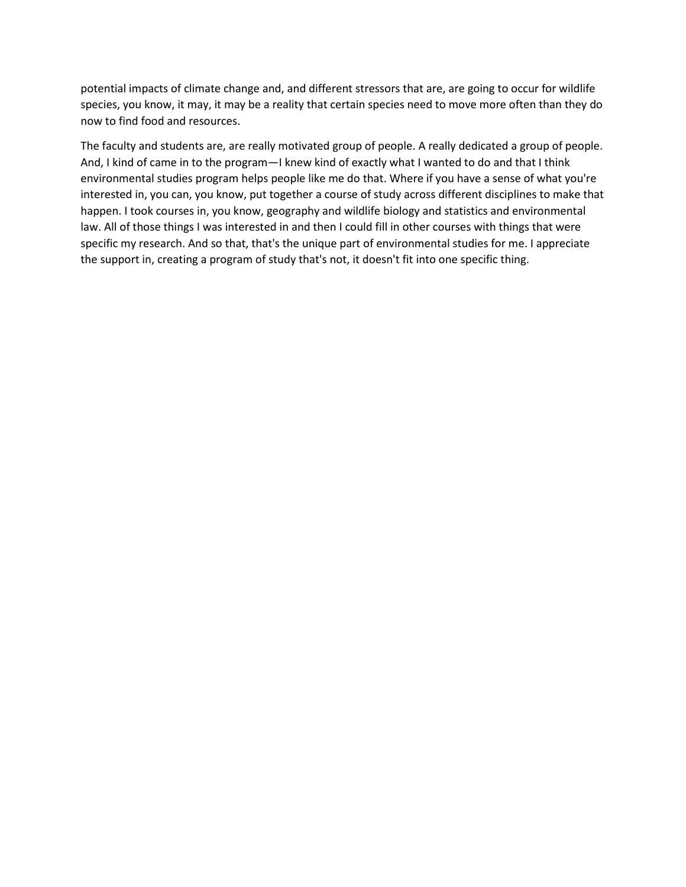potential impacts of climate change and, and different stressors that are, are going to occur for wildlife species, you know, it may, it may be a reality that certain species need to move more often than they do now to find food and resources.

The faculty and students are, are really motivated group of people. A really dedicated a group of people. And, I kind of came in to the program—I knew kind of exactly what I wanted to do and that I think environmental studies program helps people like me do that. Where if you have a sense of what you're interested in, you can, you know, put together a course of study across different disciplines to make that happen. I took courses in, you know, geography and wildlife biology and statistics and environmental law. All of those things I was interested in and then I could fill in other courses with things that were specific my research. And so that, that's the unique part of environmental studies for me. I appreciate the support in, creating a program of study that's not, it doesn't fit into one specific thing.